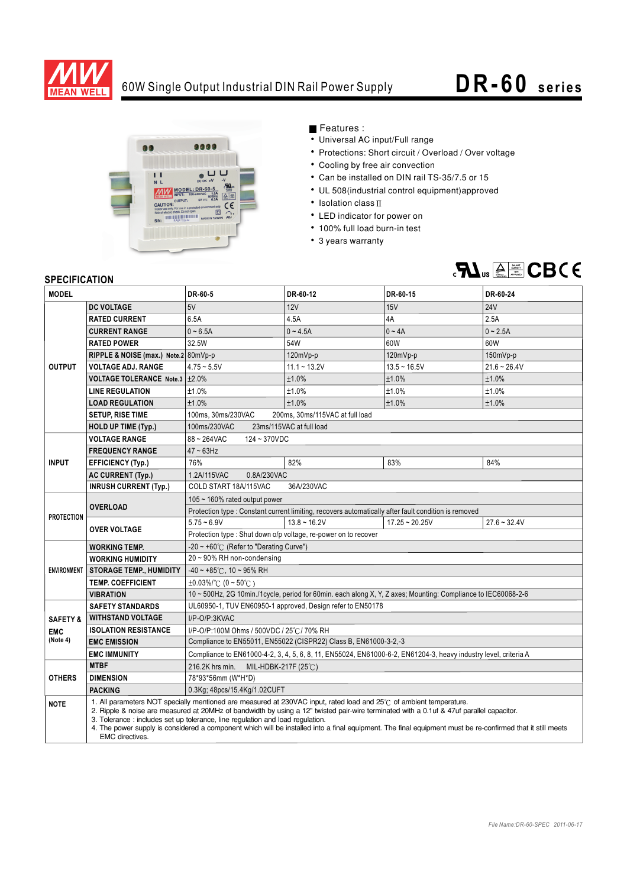# 60W Single Output Industrial DIN Rail Power Supply

## DR-60 series

■ Features :

- Universal AC input/Full range
- Protections: Short circuit / Overload / Over voltage
- Cooling by free air convection
- Can be installed on DIN rail TS-35/7.5 or 15
- UL 508(industrial control equipment)approved
- Isolation class II
- LED indicator for power on
- 100% full load burn-in test
- 3 years warranty

## SPECIFICATION

| MODEL | | DR-60-5 | DR-60-12 | DR-60-15 | DR-60-24 |
|---|---|---|---|---|---|
| OUTPUT | DC VOLTAGE | 5V | 12V | 15V | 24V |
| | RATED CURRENT | 6.5A | 4.5A | 4A | 2.5A |
| | CURRENT RANGE | 0 ~ 6.5A | 0 ~ 4.5A | 0 ~ 4A | 0 ~ 2.5A |
| | RATED POWER | 32.5W | 54W | 60W | 60W |
| | RIPPLE & NOISE (max.) Note.2 | 80mVp-p | 120mVp-p | 120mVp-p | 150mVp-p |
| | VOLTAGE ADJ. RANGE | 4.75 ~ 5.5V | 11.1 ~ 13.2V | 13.5 ~ 16.5V | 21.6 ~ 26.4V |
| | VOLTAGE TOLERANCE Note.3 | ±2.0% | ±1.0% | ±1.0% | ±1.0% |
| | LINE REGULATION | ±1.0% | ±1.0% | ±1.0% | ±1.0% |
| | LOAD REGULATION | ±1.0% | ±1.0% | ±1.0% | ±1.0% |
| | SETUP, RISE TIME | 100ms, 30ms/230VAC 200ms, 30ms/115VAC at full load | | | |
| | HOLD UP TIME (Typ.) | 100ms/230VAC 23ms/115VAC at full load | | | |
| INPUT | VOLTAGE RANGE | 88 ~ 264VAC 124 ~ 370VDC | | | |
| | FREQUENCY RANGE | 47 ~ 63Hz | | | |
| | EFFICIENCY (Typ.) | 76% | 82% | 83% | 84% |
| | AC CURRENT (Typ.) | 1.2A/115VAC 0.8A/230VAC | | | |
| | INRUSH CURRENT (Typ.) | COLD START 18A/115VAC 36A/230VAC | | | |
| PROTECTION | OVERLOAD | 105 ~ 160% rated output power | | | |
| | | Protection type : Constant current limiting, recovers automatically after fault condition is removed | | | |
| | OVER VOLTAGE | 5.75 ~ 6.9V | 13.8 ~ 16.2V | 17.25 ~ 20.25V | 27.6 ~ 32.4V |
| | | Protection type : Shut down o/p voltage, re-power on to recover | | | |
| ENVIRONMENT | WORKING TEMP. | -20 ~ +60℃ (Refer to "Derating Curve") | | | |
| | WORKING HUMIDITY | 20 ~ 90% RH non-condensing | | | |
| | STORAGE TEMP., HUMIDITY | -40 ~ +85℃, 10 ~ 95% RH | | | |
| | TEMP. COEFFICIENT | ±0.03%/℃ (0 ~ 50℃) | | | |
| | VIBRATION | 10 ~ 500Hz, 2G 10min./1cycle, period for 60min. each along X, Y, Z axes; Mounting: Compliance to IEC60068-2-6 | | | |
| SAFETY & EMC (Note 4) | SAFETY STANDARDS | UL60950-1, TUV EN60950-1 approved, Design refer to EN50178 | | | |
| | WITHSTAND VOLTAGE | I/P-O/P:3KVAC | | | |
| | ISOLATION RESISTANCE | I/P-O/P:100M Ohms / 500VDC / 25℃/ 70% RH | | | |
| | EMC EMISSION | Compliance to EN55011, EN55022 (CISPR22) Class B, EN61000-3-2,-3 | | | |
| | EMC IMMUNITY | Compliance to EN61000-4-2, 3, 4, 5, 6, 8, 11, EN55024, EN61000-6-2, EN61204-3, heavy industry level, criteria A | | | |
| OTHERS | MTBF | 216.2K hrs min. MIL-HDBK-217F (25℃) | | | |
| | DIMENSION | 78\*93\*56mm (W\*H\*D) | | | |
| | PACKING | 0.3Kg; 48pcs/15.4Kg/1.02CUFT | | | |
| NOTE | 1. All parameters NOT specially mentioned are measured at 230VAC input, rated load and 25℃ of ambient temperature.<br>2. Ripple & noise are measured at 20MHz of bandwidth by using a 12" twisted pair-wire terminated with a 0.1uf & 47uf parallel capacitor.<br>3. Tolerance : includes set up tolerance, line regulation and load regulation.<br>4. The power supply is considered a component which will be installed into a final equipment. The final equipment must be re-confirmed that it still meets EMC directives. | | | | |

File Name:DR-60-SPEC 2011-06-17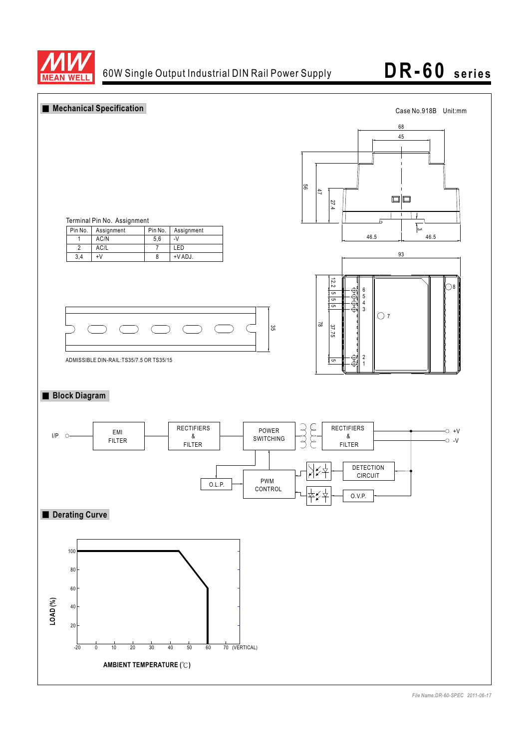## Mechanical Specification

Case No.918B Unit:mm

68
45
56
47
27.4
3
46.5
46.5
93
12.2
5
5
5
78
37.75
5
6
5
4
3
2
1
7
8

Terminal Pin No. Assignment

| Pin No. | Assignment | Pin No. | Assignment |
|---|---|---|---|
| 1 | AC/N | 5,6 | -V |
| 2 | AC/L | 7 | LED |
| 3,4 | +V | 8 | +V ADJ. |

35

ADMISSIBLE DIN-RAIL:TS35/7.5 OR TS35/15

## Block Diagram

I/P
EMI FILTER
RECTIFIERS & FILTER
POWER SWITCHING
RECTIFIERS & FILTER
+V
-V
O.L.P.
PWM CONTROL
DETECTION CIRCUIT
O.V.P.

## Derating Curve

LOAD (%)
100
80
60
40
20
-20
0
10
20
30
40
50
60
70 (VERTICAL)
AMBIENT TEMPERATURE (℃)

*File Name:DR-60-SPEC 2011-06-17*